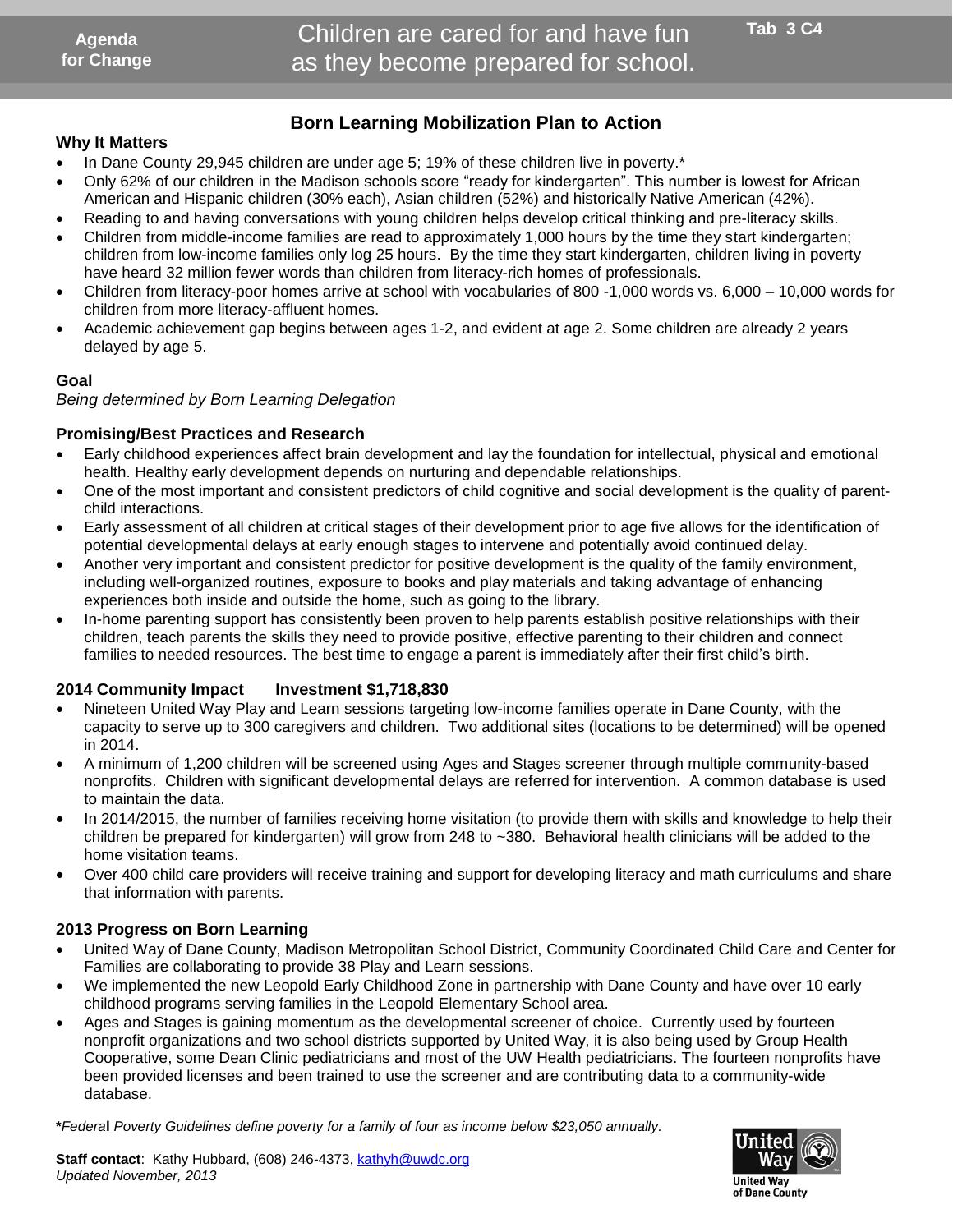**Agenda for Change**

# Children are cared for and have fun as they become prepared for school.

**Tab 3 C4**

## Born Learning Mobilization Plan to Action

### Why It Matters

- In Dane County 29,945 children are under age 5; 19% of these children live in poverty.*
- Only 62% of our children in the Madison schools score "ready for kindergarten". This number is lowest for African American and Hispanic children (30% each), Asian children (52%) and historically Native American (42%).
- Reading to and having conversations with young children helps develop critical thinking and pre-literacy skills.
- Children from middle-income families are read to approximately 1,000 hours by the time they start kindergarten; children from low-income families only log 25 hours. By the time they start kindergarten, children living in poverty have heard 32 million fewer words than children from literacy-rich homes of professionals.
- Children from literacy-poor homes arrive at school with vocabularies of 800 -1,000 words vs. 6,000 – 10,000 words for children from more literacy-affluent homes.
- Academic achievement gap begins between ages 1-2, and evident at age 2. Some children are already 2 years delayed by age 5.

### Goal

*Being determined by Born Learning Delegation*

### Promising/Best Practices and Research

- Early childhood experiences affect brain development and lay the foundation for intellectual, physical and emotional health. Healthy early development depends on nurturing and dependable relationships.
- One of the most important and consistent predictors of child cognitive and social development is the quality of parent-child interactions.
- Early assessment of all children at critical stages of their development prior to age five allows for the identification of potential developmental delays at early enough stages to intervene and potentially avoid continued delay.
- Another very important and consistent predictor for positive development is the quality of the family environment, including well-organized routines, exposure to books and play materials and taking advantage of enhancing experiences both inside and outside the home, such as going to the library.
- In-home parenting support has consistently been proven to help parents establish positive relationships with their children, teach parents the skills they need to provide positive, effective parenting to their children and connect families to needed resources. The best time to engage a parent is immediately after their first child's birth.

### 2014 Community Impact Investment $1,718,830

- Nineteen United Way Play and Learn sessions targeting low-income families operate in Dane County, with the capacity to serve up to 300 caregivers and children. Two additional sites (locations to be determined) will be opened in 2014.
- A minimum of 1,200 children will be screened using Ages and Stages screener through multiple community-based nonprofits. Children with significant developmental delays are referred for intervention. A common database is used to maintain the data.
- In 2014/2015, the number of families receiving home visitation (to provide them with skills and knowledge to help their children be prepared for kindergarten) will grow from 248 to ~380. Behavioral health clinicians will be added to the home visitation teams.
- Over 400 child care providers will receive training and support for developing literacy and math curriculums and share that information with parents.

### 2013 Progress on Born Learning

- United Way of Dane County, Madison Metropolitan School District, Community Coordinated Child Care and Center for Families are collaborating to provide 38 Play and Learn sessions.
- We implemented the new Leopold Early Childhood Zone in partnership with Dane County and have over 10 early childhood programs serving families in the Leopold Elementary School area.
- Ages and Stages is gaining momentum as the developmental screener of choice. Currently used by fourteen nonprofit organizations and two school districts supported by United Way, it is also being used by Group Health Cooperative, some Dean Clinic pediatricians and most of the UW Health pediatricians. The fourteen nonprofits have been provided licenses and been trained to use the screener and are contributing data to a community-wide database.

***Federal** *Poverty Guidelines define poverty for a family of four as income below $23,050 annually.*

**Staff contact**: Kathy Hubbard, (608) 246-4373, kathyh@uwdc.org
*Updated November, 2013*

United Way of Dane County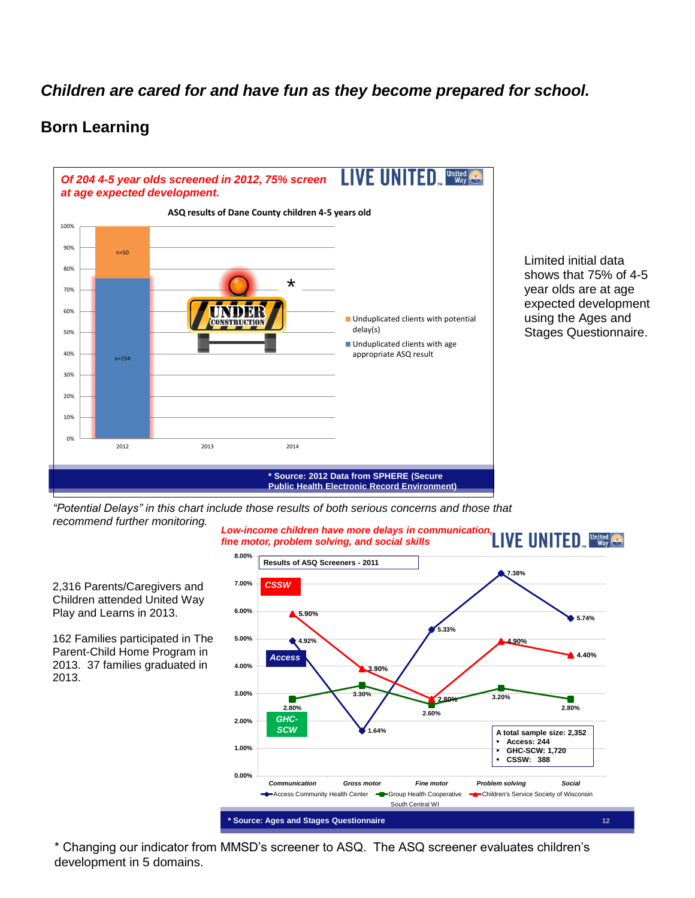*Children are cared for and have fun as they become prepared for school.*

## Born Learning

*Of 204 4-5 year olds screened in 2012, 75% screen at age expected development.*

LIVE UNITED

**ASQ results of Dane County children 4-5 years old**

| Year | Unduplicated clients with age appropriate ASQ result | Unduplicated clients with potential delay(s) |
|---|---|---|
| 2012 | n=154 | n=50 |
| 2013 | UNDER CONSTRUCTION | |
| 2014 | * | |

**\* Source: 2012 Data from SPHERE (Secure Public Health Electronic Record Environment)**

Limited initial data shows that 75% of 4-5 year olds are at age expected development using the Ages and Stages Questionnaire.

*"Potential Delays" in this chart include those results of both serious concerns and those that recommend further monitoring.*

*Low-income children have more delays in communication, fine motor, problem solving, and social skills*

LIVE UNITED

**Results of ASQ Screeners - 2011**

| | Communication | Gross motor | Fine motor | Problem solving | Social |
|---|---|---|---|---|---|
| Access Community Health Center | 4.92% | 1.64% | 5.33% | 7.38% | 5.74% |
| Group Health Cooperative South Central WI (GHC-SCW) | 2.80% | 3.30% | 2.60% | 3.20% | 2.80% |
| Children's Service Society of Wisconsin (CSSW) | 5.90% | 3.90% | 2.80% | 4.90% | 4.40% |

A total sample size: 2,352
- Access: 244
- GHC-SCW: 1,720
- CSSW: 388

**\* Source: Ages and Stages Questionnaire**

2,316 Parents/Caregivers and Children attended United Way Play and Learns in 2013.

162 Families participated in The Parent-Child Home Program in 2013. 37 families graduated in 2013.

\* Changing our indicator from MMSD's screener to ASQ. The ASQ screener evaluates children's development in 5 domains.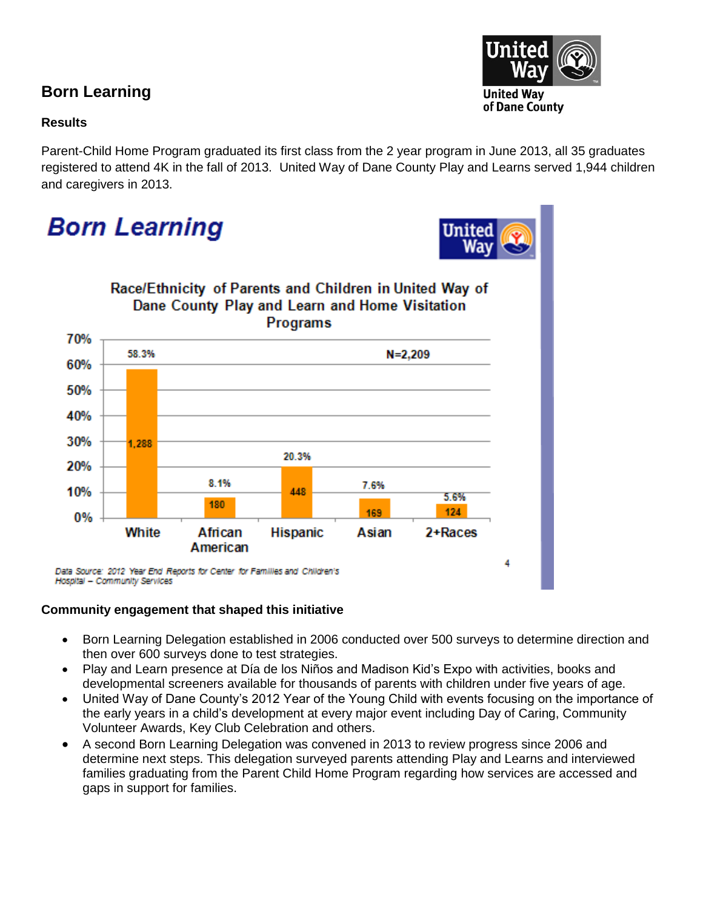## Born Learning

### Results

Parent-Child Home Program graduated its first class from the 2 year program in June 2013, all 35 graduates registered to attend 4K in the fall of 2013. United Way of Dane County Play and Learns served 1,944 children and caregivers in 2013.

**Born Learning**

**Race/Ethnicity of Parents and Children in United Way of Dane County Play and Learn and Home Visitation Programs**

N=2,209

| Race/Ethnicity | Percent | Count |
|---|---|---|
| White | 58.3% | 1,288 |
| African American | 8.1% | 180 |
| Hispanic | 20.3% | 448 |
| Asian | 7.6% | 169 |
| 2+Races | 5.6% | 124 |

*Data Source: 2012 Year End Reports for Center for Families and Children's Hospital – Community Services*

### Community engagement that shaped this initiative

- Born Learning Delegation established in 2006 conducted over 500 surveys to determine direction and then over 600 surveys done to test strategies.
- Play and Learn presence at Día de los Niños and Madison Kid's Expo with activities, books and developmental screeners available for thousands of parents with children under five years of age.
- United Way of Dane County's 2012 Year of the Young Child with events focusing on the importance of the early years in a child's development at every major event including Day of Caring, Community Volunteer Awards, Key Club Celebration and others.
- A second Born Learning Delegation was convened in 2013 to review progress since 2006 and determine next steps. This delegation surveyed parents attending Play and Learns and interviewed families graduating from the Parent Child Home Program regarding how services are accessed and gaps in support for families.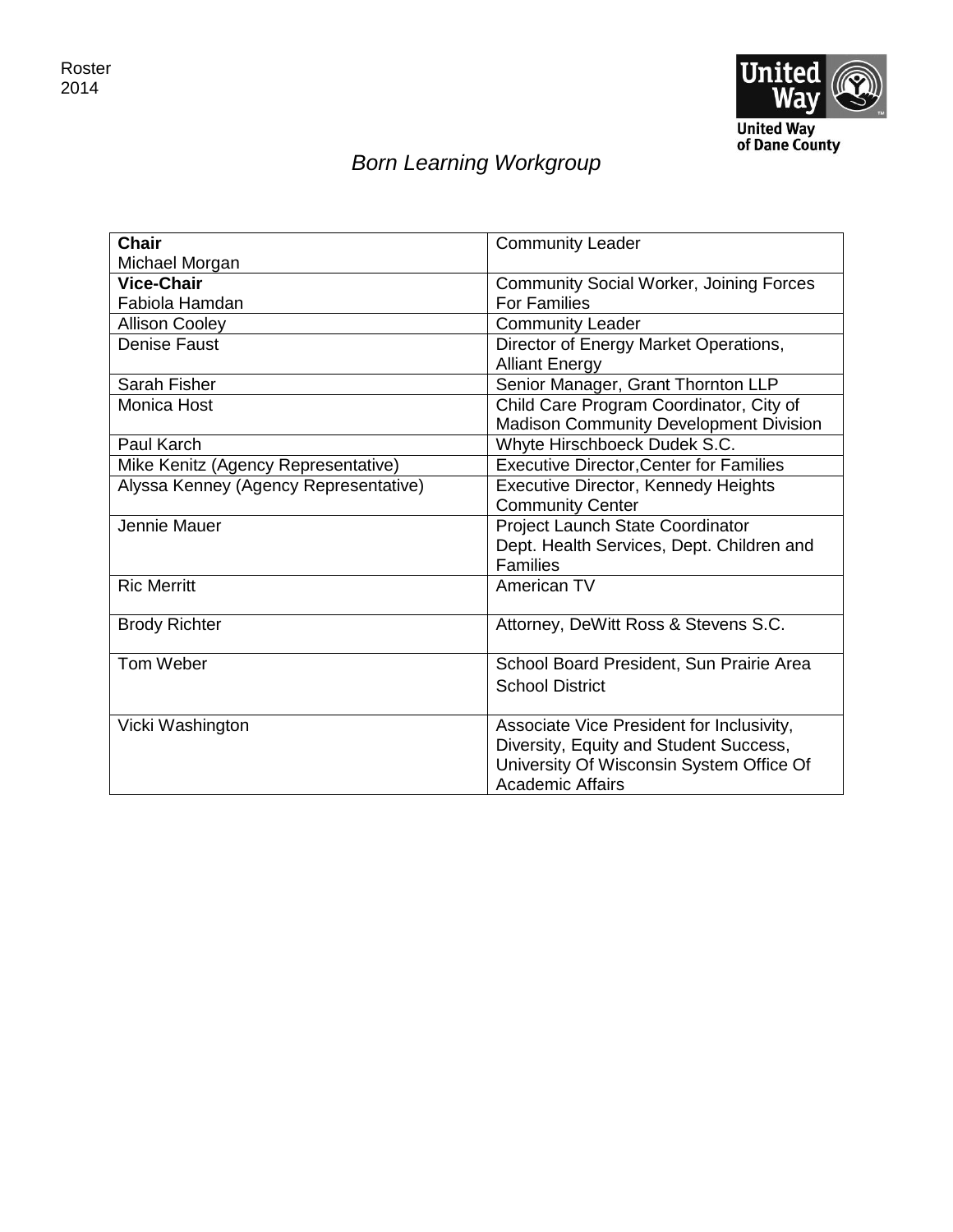Roster
2014

United Way of Dane County

# *Born Learning Workgroup*

| | |
|---|---|
| **Chair** Michael Morgan | Community Leader |
| **Vice-Chair** Fabiola Hamdan | Community Social Worker, Joining Forces For Families |
| Allison Cooley | Community Leader |
| Denise Faust | Director of Energy Market Operations, Alliant Energy |
| Sarah Fisher | Senior Manager, Grant Thornton LLP |
| Monica Host | Child Care Program Coordinator, City of Madison Community Development Division |
| Paul Karch | Whyte Hirschboeck Dudek S.C. |
| Mike Kenitz (Agency Representative) | Executive Director,Center for Families |
| Alyssa Kenney (Agency Representative) | Executive Director, Kennedy Heights Community Center |
| Jennie Mauer | Project Launch State Coordinator Dept. Health Services, Dept. Children and Families |
| Ric Merritt | American TV |
| Brody Richter | Attorney, DeWitt Ross & Stevens S.C. |
| Tom Weber | School Board President, Sun Prairie Area School District |
| Vicki Washington | Associate Vice President for Inclusivity, Diversity, Equity and Student Success, University Of Wisconsin System Office Of Academic Affairs |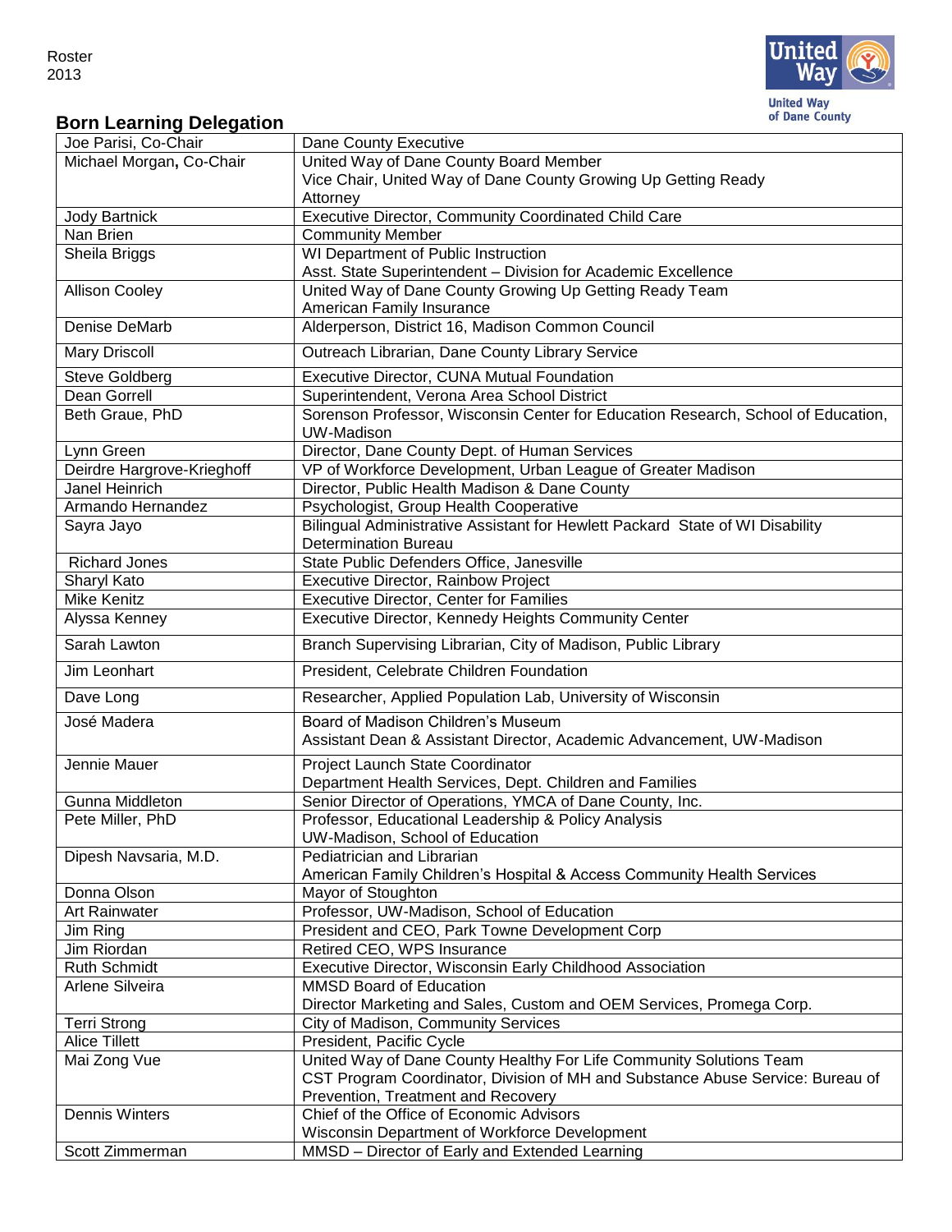Roster
2013

United Way of Dane County

## Born Learning Delegation

| | |
|---|---|
| Joe Parisi, Co-Chair | Dane County Executive |
| Michael Morgan**,** Co-Chair | United Way of Dane County Board Member<br>Vice Chair, United Way of Dane County Growing Up Getting Ready<br>Attorney |
| Jody Bartnick | Executive Director, Community Coordinated Child Care |
| Nan Brien | Community Member |
| Sheila Briggs | WI Department of Public Instruction<br>Asst. State Superintendent – Division for Academic Excellence |
| Allison Cooley | United Way of Dane County Growing Up Getting Ready Team<br>American Family Insurance |
| Denise DeMarb | Alderperson, District 16, Madison Common Council |
| Mary Driscoll | Outreach Librarian, Dane County Library Service |
| Steve Goldberg | Executive Director, CUNA Mutual Foundation |
| Dean Gorrell | Superintendent, Verona Area School District |
| Beth Graue, PhD | Sorenson Professor, Wisconsin Center for Education Research, School of Education, UW-Madison |
| Lynn Green | Director, Dane County Dept. of Human Services |
| Deirdre Hargrove-Krieghoff | VP of Workforce Development, Urban League of Greater Madison |
| Janel Heinrich | Director, Public Health Madison & Dane County |
| Armando Hernandez | Psychologist, Group Health Cooperative |
| Sayra Jayo | Bilingual Administrative Assistant for Hewlett Packard State of WI Disability Determination Bureau |
| Richard Jones | State Public Defenders Office, Janesville |
| Sharyl Kato | Executive Director, Rainbow Project |
| Mike Kenitz | Executive Director, Center for Families |
| Alyssa Kenney | Executive Director, Kennedy Heights Community Center |
| Sarah Lawton | Branch Supervising Librarian, City of Madison, Public Library |
| Jim Leonhart | President, Celebrate Children Foundation |
| Dave Long | Researcher, Applied Population Lab, University of Wisconsin |
| José Madera | Board of Madison Children's Museum<br>Assistant Dean & Assistant Director, Academic Advancement, UW-Madison |
| Jennie Mauer | Project Launch State Coordinator<br>Department Health Services, Dept. Children and Families |
| Gunna Middleton | Senior Director of Operations, YMCA of Dane County, Inc. |
| Pete Miller, PhD | Professor, Educational Leadership & Policy Analysis<br>UW-Madison, School of Education |
| Dipesh Navsaria, M.D. | Pediatrician and Librarian<br>American Family Children's Hospital & Access Community Health Services |
| Donna Olson | Mayor of Stoughton |
| Art Rainwater | Professor, UW-Madison, School of Education |
| Jim Ring | President and CEO, Park Towne Development Corp |
| Jim Riordan | Retired CEO, WPS Insurance |
| Ruth Schmidt | Executive Director, Wisconsin Early Childhood Association |
| Arlene Silveira | MMSD Board of Education<br>Director Marketing and Sales, Custom and OEM Services, Promega Corp. |
| Terri Strong | City of Madison, Community Services |
| Alice Tillett | President, Pacific Cycle |
| Mai Zong Vue | United Way of Dane County Healthy For Life Community Solutions Team<br>CST Program Coordinator, Division of MH and Substance Abuse Service: Bureau of Prevention, Treatment and Recovery |
| Dennis Winters | Chief of the Office of Economic Advisors<br>Wisconsin Department of Workforce Development |
| Scott Zimmerman | MMSD – Director of Early and Extended Learning |